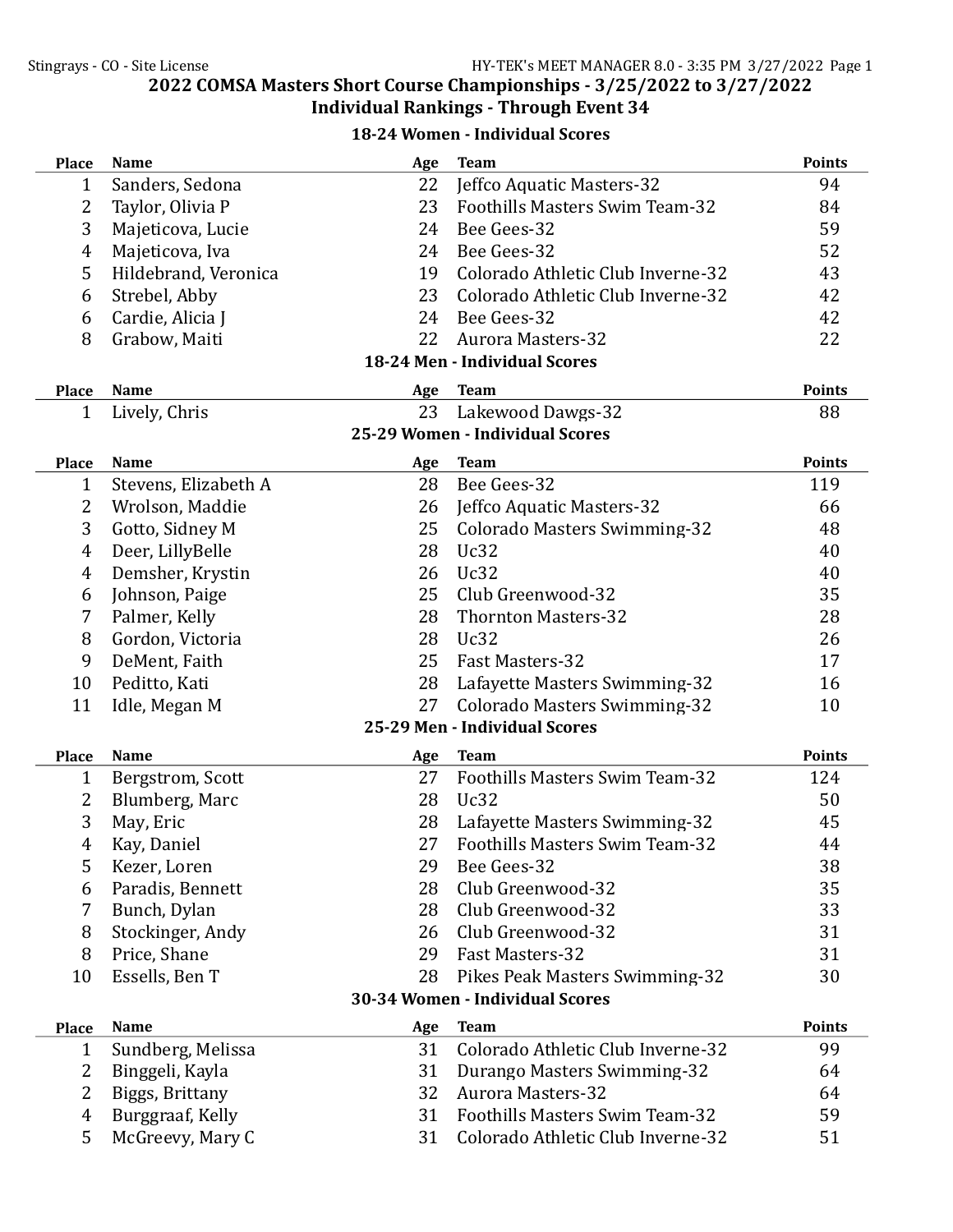# 2022 COMSA Masters Short Course Championships - 3/25/2022 to 3/27/2022

## Individual Rankings - Through Event 34

### 18-24 Women - Individual Scores

| Place | Name | Age | Team | Points |
|---|---|---|---|---|
| 1 | Sanders, Sedona | 22 | Jeffco Aquatic Masters-32 | 94 |
| 2 | Taylor, Olivia P | 23 | Foothills Masters Swim Team-32 | 84 |
| 3 | Majeticova, Lucie | 24 | Bee Gees-32 | 59 |
| 4 | Majeticova, Iva | 24 | Bee Gees-32 | 52 |
| 5 | Hildebrand, Veronica | 19 | Colorado Athletic Club Inverne-32 | 43 |
| 6 | Strebel, Abby | 23 | Colorado Athletic Club Inverne-32 | 42 |
| 6 | Cardie, Alicia J | 24 | Bee Gees-32 | 42 |
| 8 | Grabow, Maiti | 22 | Aurora Masters-32 | 22 |

### 18-24 Men - Individual Scores

| Place | Name | Age | Team | Points |
|---|---|---|---|---|
| 1 | Lively, Chris | 23 | Lakewood Dawgs-32 | 88 |

### 25-29 Women - Individual Scores

| Place | Name | Age | Team | Points |
|---|---|---|---|---|
| 1 | Stevens, Elizabeth A | 28 | Bee Gees-32 | 119 |
| 2 | Wrolson, Maddie | 26 | Jeffco Aquatic Masters-32 | 66 |
| 3 | Gotto, Sidney M | 25 | Colorado Masters Swimming-32 | 48 |
| 4 | Deer, LillyBelle | 28 | Uc32 | 40 |
| 4 | Demsher, Krystin | 26 | Uc32 | 40 |
| 6 | Johnson, Paige | 25 | Club Greenwood-32 | 35 |
| 7 | Palmer, Kelly | 28 | Thornton Masters-32 | 28 |
| 8 | Gordon, Victoria | 28 | Uc32 | 26 |
| 9 | DeMent, Faith | 25 | Fast Masters-32 | 17 |
| 10 | Peditto, Kati | 28 | Lafayette Masters Swimming-32 | 16 |
| 11 | Idle, Megan M | 27 | Colorado Masters Swimming-32 | 10 |

### 25-29 Men - Individual Scores

| Place | Name | Age | Team | Points |
|---|---|---|---|---|
| 1 | Bergstrom, Scott | 27 | Foothills Masters Swim Team-32 | 124 |
| 2 | Blumberg, Marc | 28 | Uc32 | 50 |
| 3 | May, Eric | 28 | Lafayette Masters Swimming-32 | 45 |
| 4 | Kay, Daniel | 27 | Foothills Masters Swim Team-32 | 44 |
| 5 | Kezer, Loren | 29 | Bee Gees-32 | 38 |
| 6 | Paradis, Bennett | 28 | Club Greenwood-32 | 35 |
| 7 | Bunch, Dylan | 28 | Club Greenwood-32 | 33 |
| 8 | Stockinger, Andy | 26 | Club Greenwood-32 | 31 |
| 8 | Price, Shane | 29 | Fast Masters-32 | 31 |
| 10 | Essells, Ben T | 28 | Pikes Peak Masters Swimming-32 | 30 |

### 30-34 Women - Individual Scores

| Place | Name | Age | Team | Points |
|---|---|---|---|---|
| 1 | Sundberg, Melissa | 31 | Colorado Athletic Club Inverne-32 | 99 |
| 2 | Binggeli, Kayla | 31 | Durango Masters Swimming-32 | 64 |
| 2 | Biggs, Brittany | 32 | Aurora Masters-32 | 64 |
| 4 | Burggraaf, Kelly | 31 | Foothills Masters Swim Team-32 | 59 |
| 5 | McGreevy, Mary C | 31 | Colorado Athletic Club Inverne-32 | 51 |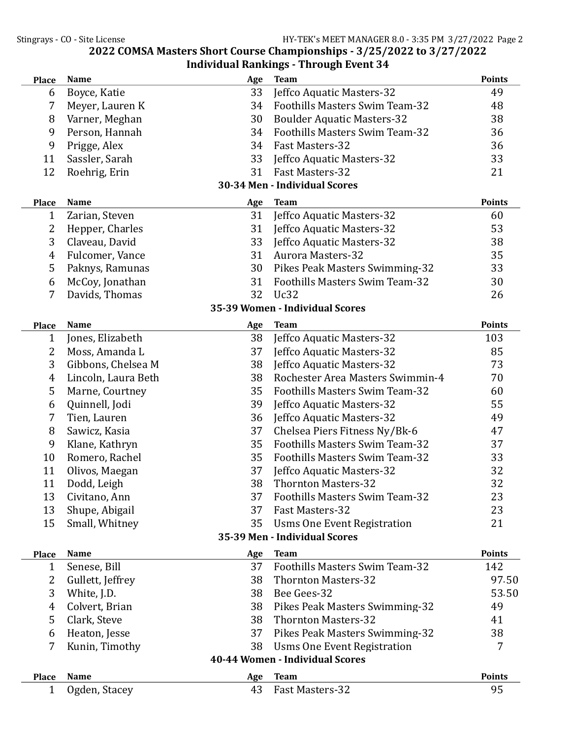## 2022 COMSA Masters Short Course Championships - 3/25/2022 to 3/27/2022

### Individual Rankings - Through Event 34

| Place | Name | Age | Team | Points |
|---|---|---|---|---|
| 6 | Boyce, Katie | 33 | Jeffco Aquatic Masters-32 | 49 |
| 7 | Meyer, Lauren K | 34 | Foothills Masters Swim Team-32 | 48 |
| 8 | Varner, Meghan | 30 | Boulder Aquatic Masters-32 | 38 |
| 9 | Person, Hannah | 34 | Foothills Masters Swim Team-32 | 36 |
| 9 | Prigge, Alex | 34 | Fast Masters-32 | 36 |
| 11 | Sassler, Sarah | 33 | Jeffco Aquatic Masters-32 | 33 |
| 12 | Roehrig, Erin | 31 | Fast Masters-32 | 21 |

### 30-34 Men - Individual Scores

| Place | Name | Age | Team | Points |
|---|---|---|---|---|
| 1 | Zarian, Steven | 31 | Jeffco Aquatic Masters-32 | 60 |
| 2 | Hepper, Charles | 31 | Jeffco Aquatic Masters-32 | 53 |
| 3 | Claveau, David | 33 | Jeffco Aquatic Masters-32 | 38 |
| 4 | Fulcomer, Vance | 31 | Aurora Masters-32 | 35 |
| 5 | Paknys, Ramunas | 30 | Pikes Peak Masters Swimming-32 | 33 |
| 6 | McCoy, Jonathan | 31 | Foothills Masters Swim Team-32 | 30 |
| 7 | Davids, Thomas | 32 | Uc32 | 26 |

### 35-39 Women - Individual Scores

| Place | Name | Age | Team | Points |
|---|---|---|---|---|
| 1 | Jones, Elizabeth | 38 | Jeffco Aquatic Masters-32 | 103 |
| 2 | Moss, Amanda L | 37 | Jeffco Aquatic Masters-32 | 85 |
| 3 | Gibbons, Chelsea M | 38 | Jeffco Aquatic Masters-32 | 73 |
| 4 | Lincoln, Laura Beth | 38 | Rochester Area Masters Swimmin-4 | 70 |
| 5 | Marne, Courtney | 35 | Foothills Masters Swim Team-32 | 60 |
| 6 | Quinnell, Jodi | 39 | Jeffco Aquatic Masters-32 | 55 |
| 7 | Tien, Lauren | 36 | Jeffco Aquatic Masters-32 | 49 |
| 8 | Sawicz, Kasia | 37 | Chelsea Piers Fitness Ny/Bk-6 | 47 |
| 9 | Klane, Kathryn | 35 | Foothills Masters Swim Team-32 | 37 |
| 10 | Romero, Rachel | 35 | Foothills Masters Swim Team-32 | 33 |
| 11 | Olivos, Maegan | 37 | Jeffco Aquatic Masters-32 | 32 |
| 11 | Dodd, Leigh | 38 | Thornton Masters-32 | 32 |
| 13 | Civitano, Ann | 37 | Foothills Masters Swim Team-32 | 23 |
| 13 | Shupe, Abigail | 37 | Fast Masters-32 | 23 |
| 15 | Small, Whitney | 35 | Usms One Event Registration | 21 |

### 35-39 Men - Individual Scores

| Place | Name | Age | Team | Points |
|---|---|---|---|---|
| 1 | Senese, Bill | 37 | Foothills Masters Swim Team-32 | 142 |
| 2 | Gullett, Jeffrey | 38 | Thornton Masters-32 | 97.50 |
| 3 | White, J.D. | 38 | Bee Gees-32 | 53.50 |
| 4 | Colvert, Brian | 38 | Pikes Peak Masters Swimming-32 | 49 |
| 5 | Clark, Steve | 38 | Thornton Masters-32 | 41 |
| 6 | Heaton, Jesse | 37 | Pikes Peak Masters Swimming-32 | 38 |
| 7 | Kunin, Timothy | 38 | Usms One Event Registration | 7 |

### 40-44 Women - Individual Scores

| Place | Name | Age | Team | Points |
|---|---|---|---|---|
| 1 | Ogden, Stacey | 43 | Fast Masters-32 | 95 |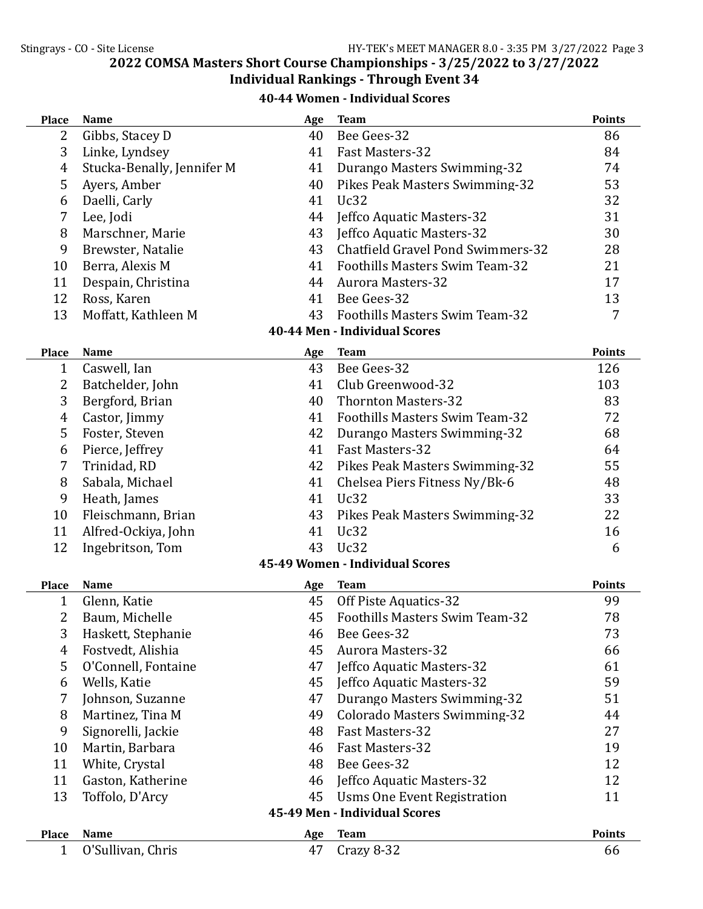## 2022 COMSA Masters Short Course Championships - 3/25/2022 to 3/27/2022

## Individual Rankings - Through Event 34

### 40-44 Women - Individual Scores

| Place | Name | Age | Team | Points |
|---|---|---|---|---|
| 2 | Gibbs, Stacey D | 40 | Bee Gees-32 | 86 |
| 3 | Linke, Lyndsey | 41 | Fast Masters-32 | 84 |
| 4 | Stucka-Benally, Jennifer M | 41 | Durango Masters Swimming-32 | 74 |
| 5 | Ayers, Amber | 40 | Pikes Peak Masters Swimming-32 | 53 |
| 6 | Daelli, Carly | 41 | Uc32 | 32 |
| 7 | Lee, Jodi | 44 | Jeffco Aquatic Masters-32 | 31 |
| 8 | Marschner, Marie | 43 | Jeffco Aquatic Masters-32 | 30 |
| 9 | Brewster, Natalie | 43 | Chatfield Gravel Pond Swimmers-32 | 28 |
| 10 | Berra, Alexis M | 41 | Foothills Masters Swim Team-32 | 21 |
| 11 | Despain, Christina | 44 | Aurora Masters-32 | 17 |
| 12 | Ross, Karen | 41 | Bee Gees-32 | 13 |
| 13 | Moffatt, Kathleen M | 43 | Foothills Masters Swim Team-32 | 7 |

### 40-44 Men - Individual Scores

| Place | Name | Age | Team | Points |
|---|---|---|---|---|
| 1 | Caswell, Ian | 43 | Bee Gees-32 | 126 |
| 2 | Batchelder, John | 41 | Club Greenwood-32 | 103 |
| 3 | Bergford, Brian | 40 | Thornton Masters-32 | 83 |
| 4 | Castor, Jimmy | 41 | Foothills Masters Swim Team-32 | 72 |
| 5 | Foster, Steven | 42 | Durango Masters Swimming-32 | 68 |
| 6 | Pierce, Jeffrey | 41 | Fast Masters-32 | 64 |
| 7 | Trinidad, RD | 42 | Pikes Peak Masters Swimming-32 | 55 |
| 8 | Sabala, Michael | 41 | Chelsea Piers Fitness Ny/Bk-6 | 48 |
| 9 | Heath, James | 41 | Uc32 | 33 |
| 10 | Fleischmann, Brian | 43 | Pikes Peak Masters Swimming-32 | 22 |
| 11 | Alfred-Ockiya, John | 41 | Uc32 | 16 |
| 12 | Ingebritson, Tom | 43 | Uc32 | 6 |

### 45-49 Women - Individual Scores

| Place | Name | Age | Team | Points |
|---|---|---|---|---|
| 1 | Glenn, Katie | 45 | Off Piste Aquatics-32 | 99 |
| 2 | Baum, Michelle | 45 | Foothills Masters Swim Team-32 | 78 |
| 3 | Haskett, Stephanie | 46 | Bee Gees-32 | 73 |
| 4 | Fostvedt, Alishia | 45 | Aurora Masters-32 | 66 |
| 5 | O'Connell, Fontaine | 47 | Jeffco Aquatic Masters-32 | 61 |
| 6 | Wells, Katie | 45 | Jeffco Aquatic Masters-32 | 59 |
| 7 | Johnson, Suzanne | 47 | Durango Masters Swimming-32 | 51 |
| 8 | Martinez, Tina M | 49 | Colorado Masters Swimming-32 | 44 |
| 9 | Signorelli, Jackie | 48 | Fast Masters-32 | 27 |
| 10 | Martin, Barbara | 46 | Fast Masters-32 | 19 |
| 11 | White, Crystal | 48 | Bee Gees-32 | 12 |
| 11 | Gaston, Katherine | 46 | Jeffco Aquatic Masters-32 | 12 |
| 13 | Toffolo, D'Arcy | 45 | Usms One Event Registration | 11 |

### 45-49 Men - Individual Scores

| Place | Name | Age | Team | Points |
|---|---|---|---|---|
| 1 | O'Sullivan, Chris | 47 | Crazy 8-32 | 66 |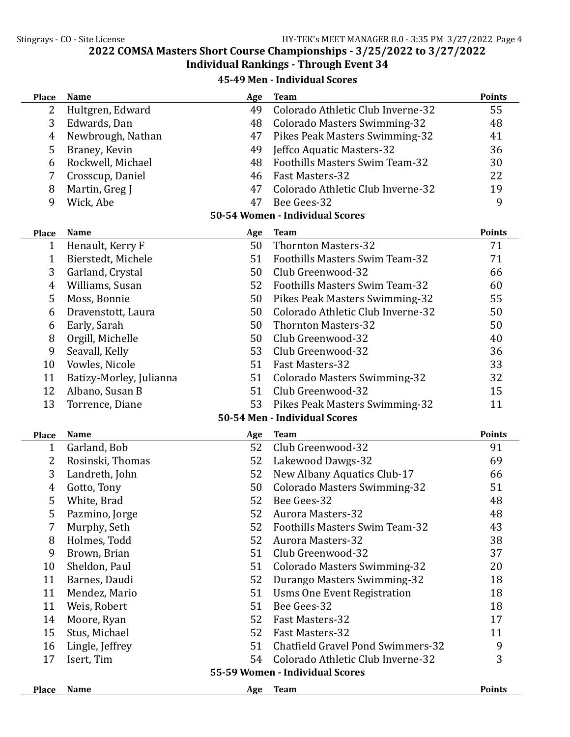## 2022 COMSA Masters Short Course Championships - 3/25/2022 to 3/27/2022

### Individual Rankings - Through Event 34

#### 45-49 Men - Individual Scores

| Place | Name | Age | Team | Points |
|---|---|---|---|---|
| 2 | Hultgren, Edward | 49 | Colorado Athletic Club Inverne-32 | 55 |
| 3 | Edwards, Dan | 48 | Colorado Masters Swimming-32 | 48 |
| 4 | Newbrough, Nathan | 47 | Pikes Peak Masters Swimming-32 | 41 |
| 5 | Braney, Kevin | 49 | Jeffco Aquatic Masters-32 | 36 |
| 6 | Rockwell, Michael | 48 | Foothills Masters Swim Team-32 | 30 |
| 7 | Crosscup, Daniel | 46 | Fast Masters-32 | 22 |
| 8 | Martin, Greg J | 47 | Colorado Athletic Club Inverne-32 | 19 |
| 9 | Wick, Abe | 47 | Bee Gees-32 | 9 |

#### 50-54 Women - Individual Scores

| Place | Name | Age | Team | Points |
|---|---|---|---|---|
| 1 | Henault, Kerry F | 50 | Thornton Masters-32 | 71 |
| 1 | Bierstedt, Michele | 51 | Foothills Masters Swim Team-32 | 71 |
| 3 | Garland, Crystal | 50 | Club Greenwood-32 | 66 |
| 4 | Williams, Susan | 52 | Foothills Masters Swim Team-32 | 60 |
| 5 | Moss, Bonnie | 50 | Pikes Peak Masters Swimming-32 | 55 |
| 6 | Dravenstott, Laura | 50 | Colorado Athletic Club Inverne-32 | 50 |
| 6 | Early, Sarah | 50 | Thornton Masters-32 | 50 |
| 8 | Orgill, Michelle | 50 | Club Greenwood-32 | 40 |
| 9 | Seavall, Kelly | 53 | Club Greenwood-32 | 36 |
| 10 | Vowles, Nicole | 51 | Fast Masters-32 | 33 |
| 11 | Batizy-Morley, Julianna | 51 | Colorado Masters Swimming-32 | 32 |
| 12 | Albano, Susan B | 51 | Club Greenwood-32 | 15 |
| 13 | Torrence, Diane | 53 | Pikes Peak Masters Swimming-32 | 11 |

#### 50-54 Men - Individual Scores

| Place | Name | Age | Team | Points |
|---|---|---|---|---|
| 1 | Garland, Bob | 52 | Club Greenwood-32 | 91 |
| 2 | Rosinski, Thomas | 52 | Lakewood Dawgs-32 | 69 |
| 3 | Landreth, John | 52 | New Albany Aquatics Club-17 | 66 |
| 4 | Gotto, Tony | 50 | Colorado Masters Swimming-32 | 51 |
| 5 | White, Brad | 52 | Bee Gees-32 | 48 |
| 5 | Pazmino, Jorge | 52 | Aurora Masters-32 | 48 |
| 7 | Murphy, Seth | 52 | Foothills Masters Swim Team-32 | 43 |
| 8 | Holmes, Todd | 52 | Aurora Masters-32 | 38 |
| 9 | Brown, Brian | 51 | Club Greenwood-32 | 37 |
| 10 | Sheldon, Paul | 51 | Colorado Masters Swimming-32 | 20 |
| 11 | Barnes, Daudi | 52 | Durango Masters Swimming-32 | 18 |
| 11 | Mendez, Mario | 51 | Usms One Event Registration | 18 |
| 11 | Weis, Robert | 51 | Bee Gees-32 | 18 |
| 14 | Moore, Ryan | 52 | Fast Masters-32 | 17 |
| 15 | Stus, Michael | 52 | Fast Masters-32 | 11 |
| 16 | Lingle, Jeffrey | 51 | Chatfield Gravel Pond Swimmers-32 | 9 |
| 17 | Isert, Tim | 54 | Colorado Athletic Club Inverne-32 | 3 |

#### 55-59 Women - Individual Scores

| Place | Name | Age | Team | Points |
|---|---|---|---|---|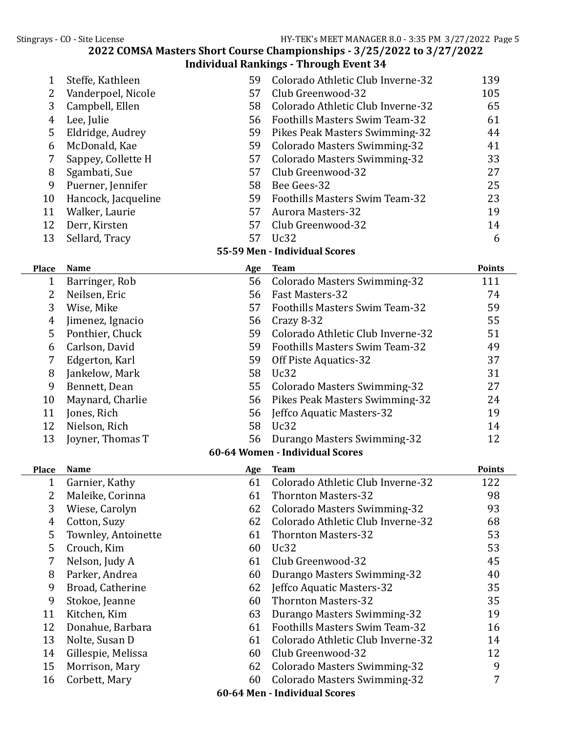## 2022 COMSA Masters Short Course Championships - 3/25/2022 to 3/27/2022

### Individual Rankings - Through Event 34

| Place | Name | Age | Team | Points |
|---|---|---|---|---|
| 1 | Steffe, Kathleen | 59 | Colorado Athletic Club Inverne-32 | 139 |
| 2 | Vanderpoel, Nicole | 57 | Club Greenwood-32 | 105 |
| 3 | Campbell, Ellen | 58 | Colorado Athletic Club Inverne-32 | 65 |
| 4 | Lee, Julie | 56 | Foothills Masters Swim Team-32 | 61 |
| 5 | Eldridge, Audrey | 59 | Pikes Peak Masters Swimming-32 | 44 |
| 6 | McDonald, Kae | 59 | Colorado Masters Swimming-32 | 41 |
| 7 | Sappey, Collette H | 57 | Colorado Masters Swimming-32 | 33 |
| 8 | Sgambati, Sue | 57 | Club Greenwood-32 | 27 |
| 9 | Puerner, Jennifer | 58 | Bee Gees-32 | 25 |
| 10 | Hancock, Jacqueline | 59 | Foothills Masters Swim Team-32 | 23 |
| 11 | Walker, Laurie | 57 | Aurora Masters-32 | 19 |
| 12 | Derr, Kirsten | 57 | Club Greenwood-32 | 14 |
| 13 | Sellard, Tracy | 57 | Uc32 | 6 |

### 55-59 Men - Individual Scores

| Place | Name | Age | Team | Points |
|---|---|---|---|---|
| 1 | Barringer, Rob | 56 | Colorado Masters Swimming-32 | 111 |
| 2 | Neilsen, Eric | 56 | Fast Masters-32 | 74 |
| 3 | Wise, Mike | 57 | Foothills Masters Swim Team-32 | 59 |
| 4 | Jimenez, Ignacio | 56 | Crazy 8-32 | 55 |
| 5 | Ponthier, Chuck | 59 | Colorado Athletic Club Inverne-32 | 51 |
| 6 | Carlson, David | 59 | Foothills Masters Swim Team-32 | 49 |
| 7 | Edgerton, Karl | 59 | Off Piste Aquatics-32 | 37 |
| 8 | Jankelow, Mark | 58 | Uc32 | 31 |
| 9 | Bennett, Dean | 55 | Colorado Masters Swimming-32 | 27 |
| 10 | Maynard, Charlie | 56 | Pikes Peak Masters Swimming-32 | 24 |
| 11 | Jones, Rich | 56 | Jeffco Aquatic Masters-32 | 19 |
| 12 | Nielson, Rich | 58 | Uc32 | 14 |
| 13 | Joyner, Thomas T | 56 | Durango Masters Swimming-32 | 12 |

### 60-64 Women - Individual Scores

| Place | Name | Age | Team | Points |
|---|---|---|---|---|
| 1 | Garnier, Kathy | 61 | Colorado Athletic Club Inverne-32 | 122 |
| 2 | Maleike, Corinna | 61 | Thornton Masters-32 | 98 |
| 3 | Wiese, Carolyn | 62 | Colorado Masters Swimming-32 | 93 |
| 4 | Cotton, Suzy | 62 | Colorado Athletic Club Inverne-32 | 68 |
| 5 | Townley, Antoinette | 61 | Thornton Masters-32 | 53 |
| 5 | Crouch, Kim | 60 | Uc32 | 53 |
| 7 | Nelson, Judy A | 61 | Club Greenwood-32 | 45 |
| 8 | Parker, Andrea | 60 | Durango Masters Swimming-32 | 40 |
| 9 | Broad, Catherine | 62 | Jeffco Aquatic Masters-32 | 35 |
| 9 | Stokoe, Jeanne | 60 | Thornton Masters-32 | 35 |
| 11 | Kitchen, Kim | 63 | Durango Masters Swimming-32 | 19 |
| 12 | Donahue, Barbara | 61 | Foothills Masters Swim Team-32 | 16 |
| 13 | Nolte, Susan D | 61 | Colorado Athletic Club Inverne-32 | 14 |
| 14 | Gillespie, Melissa | 60 | Club Greenwood-32 | 12 |
| 15 | Morrison, Mary | 62 | Colorado Masters Swimming-32 | 9 |
| 16 | Corbett, Mary | 60 | Colorado Masters Swimming-32 | 7 |

### 60-64 Men - Individual Scores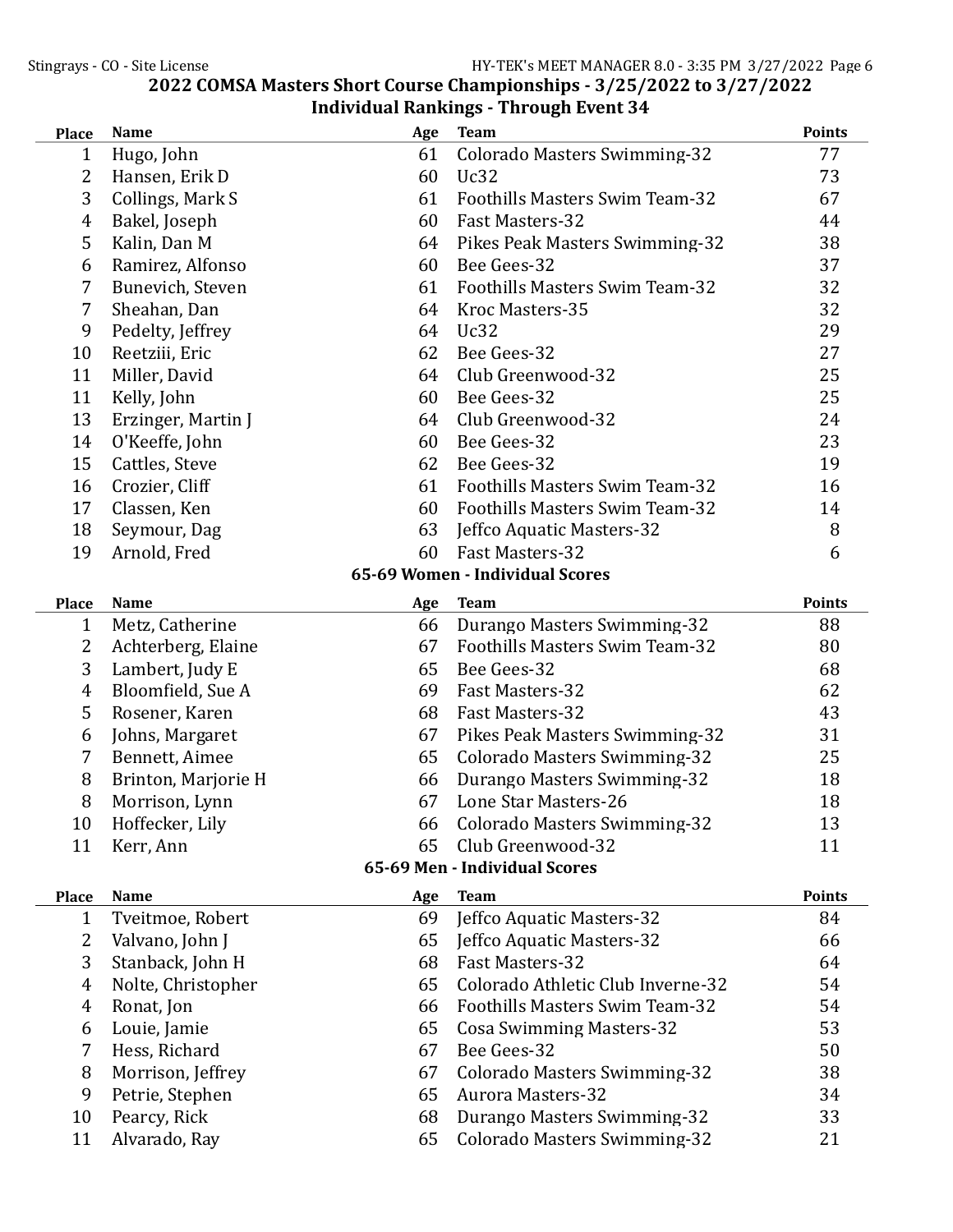## 2022 COMSA Masters Short Course Championships - 3/25/2022 to 3/27/2022

### Individual Rankings - Through Event 34

| Place | Name | Age | Team | Points |
|---|---|---|---|---|
| 1 | Hugo, John | 61 | Colorado Masters Swimming-32 | 77 |
| 2 | Hansen, Erik D | 60 | Uc32 | 73 |
| 3 | Collings, Mark S | 61 | Foothills Masters Swim Team-32 | 67 |
| 4 | Bakel, Joseph | 60 | Fast Masters-32 | 44 |
| 5 | Kalin, Dan M | 64 | Pikes Peak Masters Swimming-32 | 38 |
| 6 | Ramirez, Alfonso | 60 | Bee Gees-32 | 37 |
| 7 | Bunevich, Steven | 61 | Foothills Masters Swim Team-32 | 32 |
| 7 | Sheahan, Dan | 64 | Kroc Masters-35 | 32 |
| 9 | Pedelty, Jeffrey | 64 | Uc32 | 29 |
| 10 | Reetziii, Eric | 62 | Bee Gees-32 | 27 |
| 11 | Miller, David | 64 | Club Greenwood-32 | 25 |
| 11 | Kelly, John | 60 | Bee Gees-32 | 25 |
| 13 | Erzinger, Martin J | 64 | Club Greenwood-32 | 24 |
| 14 | O'Keeffe, John | 60 | Bee Gees-32 | 23 |
| 15 | Cattles, Steve | 62 | Bee Gees-32 | 19 |
| 16 | Crozier, Cliff | 61 | Foothills Masters Swim Team-32 | 16 |
| 17 | Classen, Ken | 60 | Foothills Masters Swim Team-32 | 14 |
| 18 | Seymour, Dag | 63 | Jeffco Aquatic Masters-32 | 8 |
| 19 | Arnold, Fred | 60 | Fast Masters-32 | 6 |

### 65-69 Women - Individual Scores

| Place | Name | Age | Team | Points |
|---|---|---|---|---|
| 1 | Metz, Catherine | 66 | Durango Masters Swimming-32 | 88 |
| 2 | Achterberg, Elaine | 67 | Foothills Masters Swim Team-32 | 80 |
| 3 | Lambert, Judy E | 65 | Bee Gees-32 | 68 |
| 4 | Bloomfield, Sue A | 69 | Fast Masters-32 | 62 |
| 5 | Rosener, Karen | 68 | Fast Masters-32 | 43 |
| 6 | Johns, Margaret | 67 | Pikes Peak Masters Swimming-32 | 31 |
| 7 | Bennett, Aimee | 65 | Colorado Masters Swimming-32 | 25 |
| 8 | Brinton, Marjorie H | 66 | Durango Masters Swimming-32 | 18 |
| 8 | Morrison, Lynn | 67 | Lone Star Masters-26 | 18 |
| 10 | Hoffecker, Lily | 66 | Colorado Masters Swimming-32 | 13 |
| 11 | Kerr, Ann | 65 | Club Greenwood-32 | 11 |

### 65-69 Men - Individual Scores

| Place | Name | Age | Team | Points |
|---|---|---|---|---|
| 1 | Tveitmoe, Robert | 69 | Jeffco Aquatic Masters-32 | 84 |
| 2 | Valvano, John J | 65 | Jeffco Aquatic Masters-32 | 66 |
| 3 | Stanback, John H | 68 | Fast Masters-32 | 64 |
| 4 | Nolte, Christopher | 65 | Colorado Athletic Club Inverne-32 | 54 |
| 4 | Ronat, Jon | 66 | Foothills Masters Swim Team-32 | 54 |
| 6 | Louie, Jamie | 65 | Cosa Swimming Masters-32 | 53 |
| 7 | Hess, Richard | 67 | Bee Gees-32 | 50 |
| 8 | Morrison, Jeffrey | 67 | Colorado Masters Swimming-32 | 38 |
| 9 | Petrie, Stephen | 65 | Aurora Masters-32 | 34 |
| 10 | Pearcy, Rick | 68 | Durango Masters Swimming-32 | 33 |
| 11 | Alvarado, Ray | 65 | Colorado Masters Swimming-32 | 21 |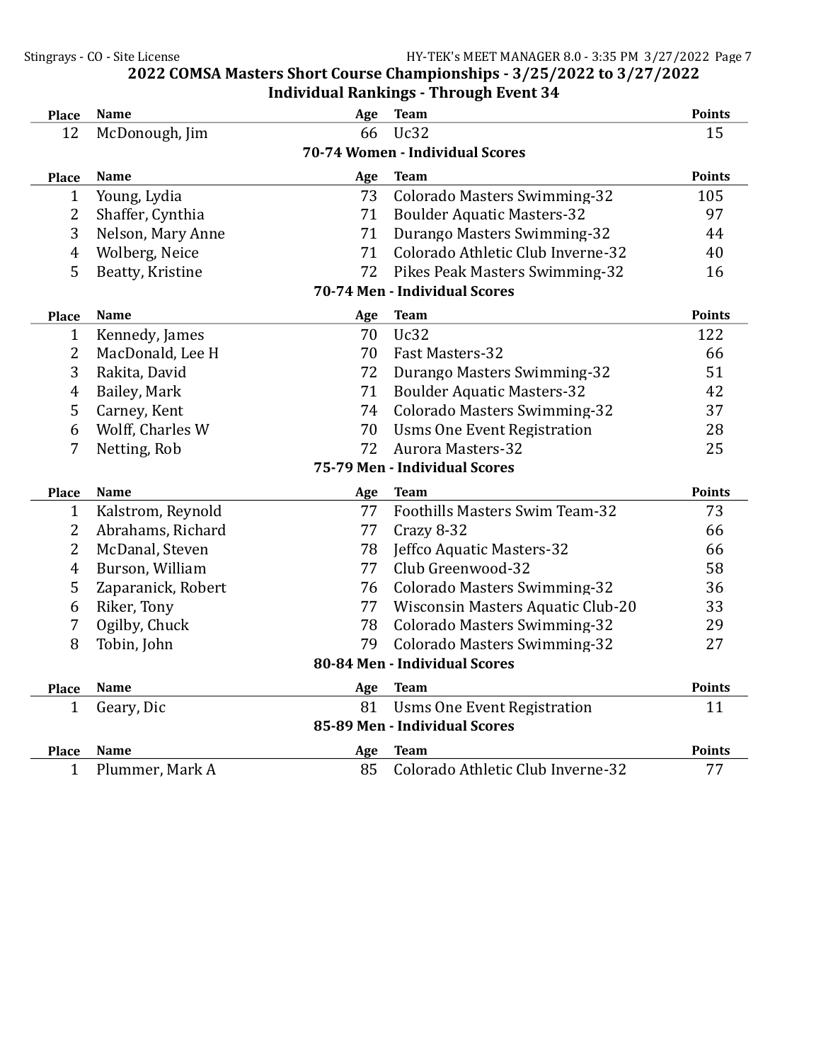## 2022 COMSA Masters Short Course Championships - 3/25/2022 to 3/27/2022

### Individual Rankings - Through Event 34

| Place | Name | Age | Team | Points |
|---|---|---|---|---|
| 12 | McDonough, Jim | 66 | Uc32 | 15 |

### 70-74 Women - Individual Scores

| Place | Name | Age | Team | Points |
|---|---|---|---|---|
| 1 | Young, Lydia | 73 | Colorado Masters Swimming-32 | 105 |
| 2 | Shaffer, Cynthia | 71 | Boulder Aquatic Masters-32 | 97 |
| 3 | Nelson, Mary Anne | 71 | Durango Masters Swimming-32 | 44 |
| 4 | Wolberg, Neice | 71 | Colorado Athletic Club Inverne-32 | 40 |
| 5 | Beatty, Kristine | 72 | Pikes Peak Masters Swimming-32 | 16 |

### 70-74 Men - Individual Scores

| Place | Name | Age | Team | Points |
|---|---|---|---|---|
| 1 | Kennedy, James | 70 | Uc32 | 122 |
| 2 | MacDonald, Lee H | 70 | Fast Masters-32 | 66 |
| 3 | Rakita, David | 72 | Durango Masters Swimming-32 | 51 |
| 4 | Bailey, Mark | 71 | Boulder Aquatic Masters-32 | 42 |
| 5 | Carney, Kent | 74 | Colorado Masters Swimming-32 | 37 |
| 6 | Wolff, Charles W | 70 | Usms One Event Registration | 28 |
| 7 | Netting, Rob | 72 | Aurora Masters-32 | 25 |

### 75-79 Men - Individual Scores

| Place | Name | Age | Team | Points |
|---|---|---|---|---|
| 1 | Kalstrom, Reynold | 77 | Foothills Masters Swim Team-32 | 73 |
| 2 | Abrahams, Richard | 77 | Crazy 8-32 | 66 |
| 2 | McDanal, Steven | 78 | Jeffco Aquatic Masters-32 | 66 |
| 4 | Burson, William | 77 | Club Greenwood-32 | 58 |
| 5 | Zaparanick, Robert | 76 | Colorado Masters Swimming-32 | 36 |
| 6 | Riker, Tony | 77 | Wisconsin Masters Aquatic Club-20 | 33 |
| 7 | Ogilby, Chuck | 78 | Colorado Masters Swimming-32 | 29 |
| 8 | Tobin, John | 79 | Colorado Masters Swimming-32 | 27 |

### 80-84 Men - Individual Scores

| Place | Name | Age | Team | Points |
|---|---|---|---|---|
| 1 | Geary, Dic | 81 | Usms One Event Registration | 11 |

### 85-89 Men - Individual Scores

| Place | Name | Age | Team | Points |
|---|---|---|---|---|
| 1 | Plummer, Mark A | 85 | Colorado Athletic Club Inverne-32 | 77 |